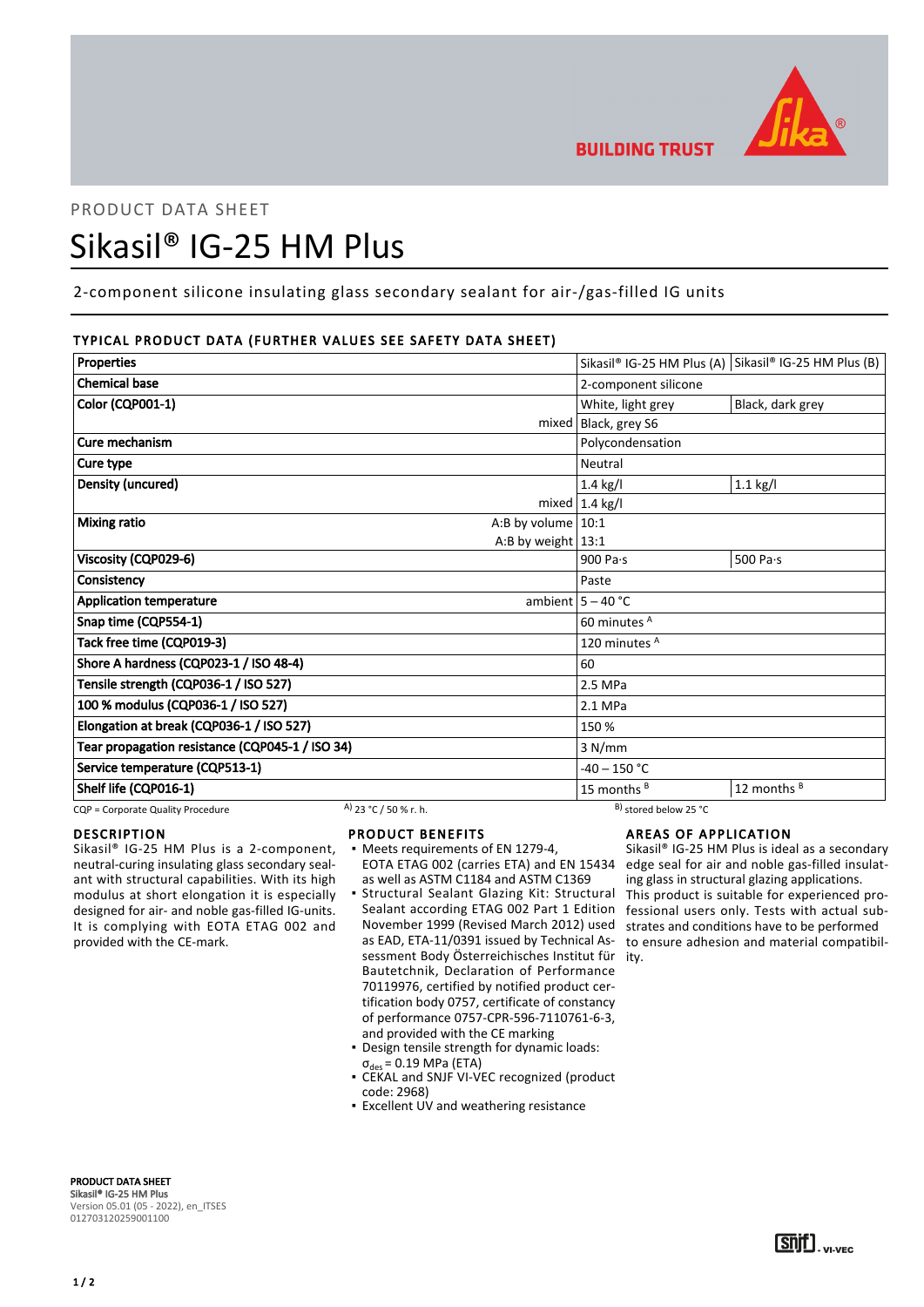PRODUCT DATA SHEET

# Sikasil® IG-25 HM Plus

2-component silicone insulating glass secondary sealant for air-/gas-filled IG units

## TYPICAL PRODUCT DATA (FURTHER VALUES SEE SAFETY DATA SHEET)

| Properties | | Sikasil® IG-25 HM Plus (A) | Sikasil® IG-25 HM Plus (B) |
|---|---|---|---|
| Chemical base | | 2-component silicone | |
| Color (CQP001-1) | | White, light grey | Black, dark grey |
| | mixed | Black, grey S6 | |
| Cure mechanism | | Polycondensation | |
| Cure type | | Neutral | |
| Density (uncured) | | 1.4 kg/l | 1.1 kg/l |
| | mixed | 1.4 kg/l | |
| Mixing ratio | A:B by volume | 10:1 | |
| | A:B by weight | 13:1 | |
| Viscosity (CQP029-6) | | 900 Pa·s | 500 Pa·s |
| Consistency | | Paste | |
| Application temperature | ambient | 5 – 40 °C | |
| Snap time (CQP554-1) | | 60 minutes [A] | |
| Tack free time (CQP019-3) | | 120 minutes [A] | |
| Shore A hardness (CQP023-1 / ISO 48-4) | | 60 | |
| Tensile strength (CQP036-1 / ISO 527) | | 2.5 MPa | |
| 100 % modulus (CQP036-1 / ISO 527) | | 2.1 MPa | |
| Elongation at break (CQP036-1 / ISO 527) | | 150 % | |
| Tear propagation resistance (CQP045-1 / ISO 34) | | 3 N/mm | |
| Service temperature (CQP513-1) | | -40 – 150 °C | |
| Shelf life (CQP016-1) | | 15 months [B] | 12 months [B] |

CQP = Corporate Quality Procedure  A) 23 °C / 50 % r. h.  B) stored below 25 °C

## DESCRIPTION

Sikasil® IG-25 HM Plus is a 2-component, neutral-curing insulating glass secondary sealant with structural capabilities. With its high modulus at short elongation it is especially designed for air- and noble gas-filled IG-units. It is complying with EOTA ETAG 002 and provided with the CE-mark.

## PRODUCT BENEFITS

- Meets requirements of EN 1279-4, EOTA ETAG 002 (carries ETA) and EN 15434 as well as ASTM C1184 and ASTM C1369
- Structural Sealant Glazing Kit: Structural Sealant Glazing according ETAG 002 Part 1 Edition November 1999 (Revised March 2012) used as EAD, ETA-11/0391 issued by Technical Assessment Body Österreichisches Institut für Bautetchnik, Declaration of Performance 70119976, certified by notified product certification body 0757, certificate of constancy of performance 0757-CPR-596-7110761-6-3, and provided with the CE marking
- Design tensile strength for dynamic loads: $\sigma_{des}$ = 0.19 MPa (ETA)
- CEKAL and SNJF VI-VEC recognized (product code: 2968)
- Excellent UV and weathering resistance

## AREAS OF APPLICATION

Sikasil® IG-25 HM Plus is ideal as a secondary edge seal for air and noble gas-filled insulating glass in structural glazing applications.
This product is suitable for experienced professional users only. Tests with actual substrates and conditions have to be performed to ensure adhesion and material compatibility.

**PRODUCT DATA SHEET**
Sikasil® IG-25 HM Plus
Version 05.01 (05 - 2022), en_ITSES
012703120259001100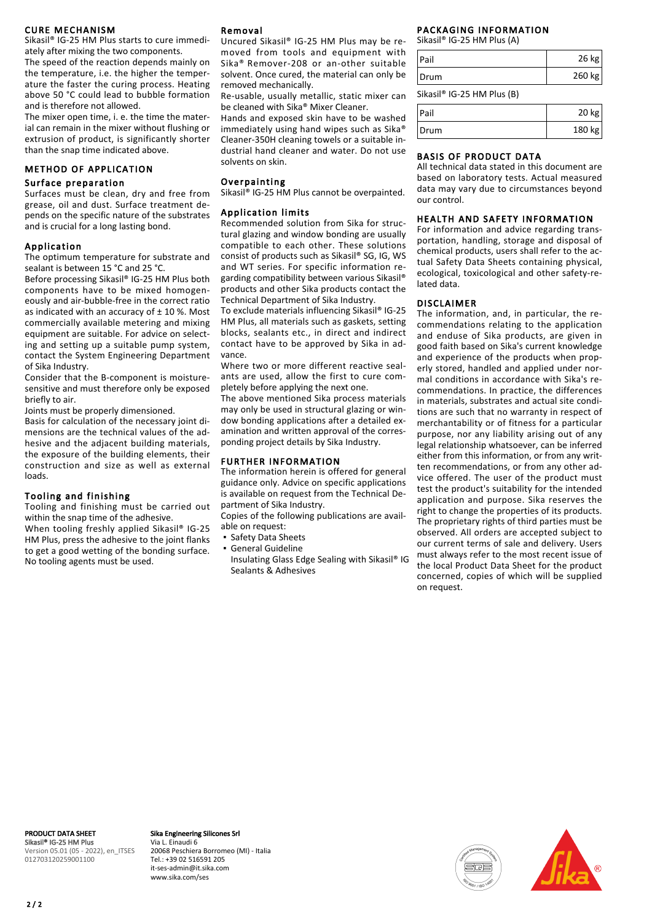## CURE MECHANISM

Sikasil® IG-25 HM Plus starts to cure immediately after mixing the two components.

The speed of the reaction depends mainly on the temperature, i.e. the higher the temperature the faster the curing process. Heating above 50 °C could lead to bubble formation and is therefore not allowed.

The mixer open time, i. e. the time the material can remain in the mixer without flushing or extrusion of product, is significantly shorter than the snap time indicated above.

## METHOD OF APPLICATION

### Surface preparation

Surfaces must be clean, dry and free from grease, oil and dust. Surface treatment depends on the specific nature of the substrates and is crucial for a long lasting bond.

### Application

The optimum temperature for substrate and sealant is between 15 °C and 25 °C.

Before processing Sikasil® IG-25 HM Plus both components have to be mixed homogeneously and air-bubble-free in the correct ratio as indicated with an accuracy of ± 10 %. Most commercially available metering and mixing equipment are suitable. For advice on selecting and setting up a suitable pump system, contact the System Engineering Department of Sika Industry.

Consider that the B-component is moisture-sensitive and must therefore only be exposed briefly to air.

Joints must be properly dimensioned.

Basis for calculation of the necessary joint dimensions are the technical values of the adhesive and the adjacent building materials, the exposure of the building elements, their construction and size as well as external loads.

### Tooling and finishing

Tooling and finishing must be carried out within the snap time of the adhesive.

When tooling freshly applied Sikasil® IG-25 HM Plus, press the adhesive to the joint flanks to get a good wetting of the bonding surface. No tooling agents must be used.

### Removal

Uncured Sikasil® IG-25 HM Plus may be removed from tools and equipment with Sika® Remover-208 or an-other suitable solvent. Once cured, the material can only be removed mechanically.

Re-usable, usually metallic, static mixer can be cleaned with Sika® Mixer Cleaner.

Hands and exposed skin have to be washed immediately using hand wipes such as Sika® Cleaner-350H cleaning towels or a suitable industrial hand cleaner and water. Do not use solvents on skin.

### Overpainting

Sikasil® IG-25 HM Plus cannot be overpainted.

### Application limits

Recommended solution from Sika for structural glazing and window bonding are usually compatible to each other. These solutions consist of products such as Sikasil® SG, IG, WS and WT series. For specific information regarding compatibility between various Sikasil® products and other Sika products contact the Technical Department of Sika Industry.

To exclude materials influencing Sikasil® IG-25 HM Plus, all materials such as gaskets, setting blocks, sealants etc., in direct and indirect contact have to be approved by Sika in advance.

Where two or more different reactive sealants are used, allow the first to cure completely before applying the next one.

The above mentioned Sika process materials may only be used in structural glazing or window bonding applications after a detailed examination and written approval of the corresponding project details by Sika Industry.

## FURTHER INFORMATION

The information herein is offered for general guidance only. Advice on specific applications is available on request from the Technical Department of Sika Industry.

Copies of the following publications are available on request:

- Safety Data Sheets
- General Guideline
  Insulating Glass Edge Sealing with Sikasil® IG Sealants & Adhesives

## PACKAGING INFORMATION

Sikasil® IG-25 HM Plus (A)

| | |
|---|---|
| Pail | 26 kg |
| Drum | 260 kg |

Sikasil® IG-25 HM Plus (B)

| | |
|---|---|
| Pail | 20 kg |
| Drum | 180 kg |

## BASIS OF PRODUCT DATA

All technical data stated in this document are based on laboratory tests. Actual measured data may vary due to circumstances beyond our control.

## HEALTH AND SAFETY INFORMATION

For information and advice regarding transportation, handling, storage and disposal of chemical products, users shall refer to the actual Safety Data Sheets containing physical, ecological, toxicological and other safety-related data.

## DISCLAIMER

The information, and, in particular, the recommendations relating to the application and enduse of Sika products, are given in good faith based on Sika's current knowledge and experience of the products when properly stored, handled and applied under normal conditions in accordance with Sika's recommendations. In practice, the differences in materials, substrates and actual site conditions are such that no warranty in respect of merchantability or of fitness for a particular purpose, nor any liability arising out of any legal relationship whatsoever, can be inferred either from this information, or from any written recommendations, or from any other advice offered. The user of the product must test the product's suitability for the intended application and purpose. Sika reserves the right to change the properties of its products. The proprietary rights of third parties must be observed. All orders are accepted subject to our current terms of sale and delivery. Users must always refer to the most recent issue of the local Product Data Sheet for the product concerned, copies of which will be supplied on request.

**PRODUCT DATA SHEET**
**Sikasil® IG-25 HM Plus**
Version 05.01 (05 - 2022), en_ITSES
012703120259001100

**Sika Engineering Silicones Srl**
Via L. Einaudi 6
20068 Peschiera Borromeo (MI) - Italia
Tel.: +39 02 516591 205
it-ses-admin@it.sika.com
www.sika.com/ses